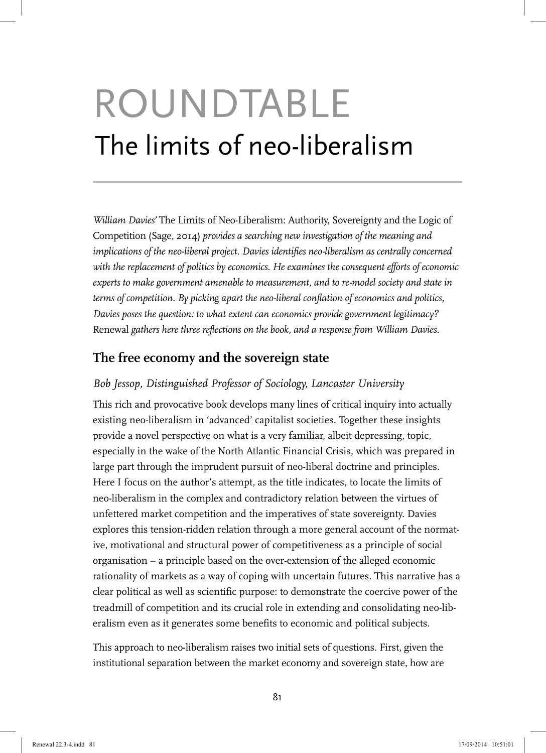# ROUNDTABLE

# The limits of neo-liberalism

*William Davies'* The Limits of Neo-Liberalism: Authority, Sovereignty and the Logic of Competition (Sage, 2014) *provides a searching new investigation of the meaning and implications of the neo-liberal project. Davies identifies neo-liberalism as centrally concerned with the replacement of politics by economics. He examines the consequent efforts of economic experts to make government amenable to measurement, and to re-model society and state in terms of competition. By picking apart the neo-liberal conflation of economics and politics, Davies poses the question: to what extent can economics provide government legitimacy?* Renewal *gathers here three reflections on the book, and a response from William Davies.*

## The free economy and the sovereign state

*Bob Jessop, Distinguished Professor of Sociology, Lancaster University*

This rich and provocative book develops many lines of critical inquiry into actually existing neo-liberalism in 'advanced' capitalist societies. Together these insights provide a novel perspective on what is a very familiar, albeit depressing, topic, especially in the wake of the North Atlantic Financial Crisis, which was prepared in large part through the imprudent pursuit of neo-liberal doctrine and principles. Here I focus on the author's attempt, as the title indicates, to locate the limits of neo-liberalism in the complex and contradictory relation between the virtues of unfettered market competition and the imperatives of state sovereignty. Davies explores this tension-ridden relation through a more general account of the normative, motivational and structural power of competitiveness as a principle of social organisation – a principle based on the over-extension of the alleged economic rationality of markets as a way of coping with uncertain futures. This narrative has a clear political as well as scientific purpose: to demonstrate the coercive power of the treadmill of competition and its crucial role in extending and consolidating neo-liberalism even as it generates some benefits to economic and political subjects.

This approach to neo-liberalism raises two initial sets of questions. First, given the institutional separation between the market economy and sovereign state, how are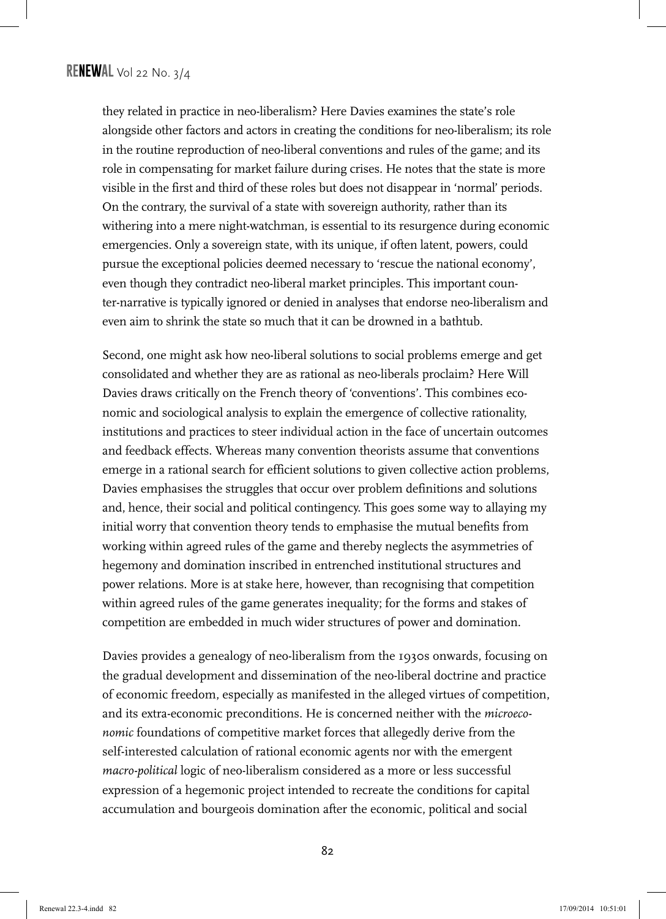they related in practice in neo-liberalism? Here Davies examines the state's role alongside other factors and actors in creating the conditions for neo-liberalism; its role in the routine reproduction of neo-liberal conventions and rules of the game; and its role in compensating for market failure during crises. He notes that the state is more visible in the first and third of these roles but does not disappear in 'normal' periods. On the contrary, the survival of a state with sovereign authority, rather than its withering into a mere night-watchman, is essential to its resurgence during economic emergencies. Only a sovereign state, with its unique, if often latent, powers, could pursue the exceptional policies deemed necessary to 'rescue the national economy', even though they contradict neo-liberal market principles. This important counter-narrative is typically ignored or denied in analyses that endorse neo-liberalism and even aim to shrink the state so much that it can be drowned in a bathtub.

Second, one might ask how neo-liberal solutions to social problems emerge and get consolidated and whether they are as rational as neo-liberals proclaim? Here Will Davies draws critically on the French theory of 'conventions'. This combines economic and sociological analysis to explain the emergence of collective rationality, institutions and practices to steer individual action in the face of uncertain outcomes and feedback effects. Whereas many convention theorists assume that conventions emerge in a rational search for efficient solutions to given collective action problems, Davies emphasises the struggles that occur over problem definitions and solutions and, hence, their social and political contingency. This goes some way to allaying my initial worry that convention theory tends to emphasise the mutual benefits from working within agreed rules of the game and thereby neglects the asymmetries of hegemony and domination inscribed in entrenched institutional structures and power relations. More is at stake here, however, than recognising that competition within agreed rules of the game generates inequality; for the forms and stakes of competition are embedded in much wider structures of power and domination.

Davies provides a genealogy of neo-liberalism from the 1930s onwards, focusing on the gradual development and dissemination of the neo-liberal doctrine and practice of economic freedom, especially as manifested in the alleged virtues of competition, and its extra-economic preconditions. He is concerned neither with the *microeconomic* foundations of competitive market forces that allegedly derive from the self-interested calculation of rational economic agents nor with the emergent *macro-political* logic of neo-liberalism considered as a more or less successful expression of a hegemonic project intended to recreate the conditions for capital accumulation and bourgeois domination after the economic, political and social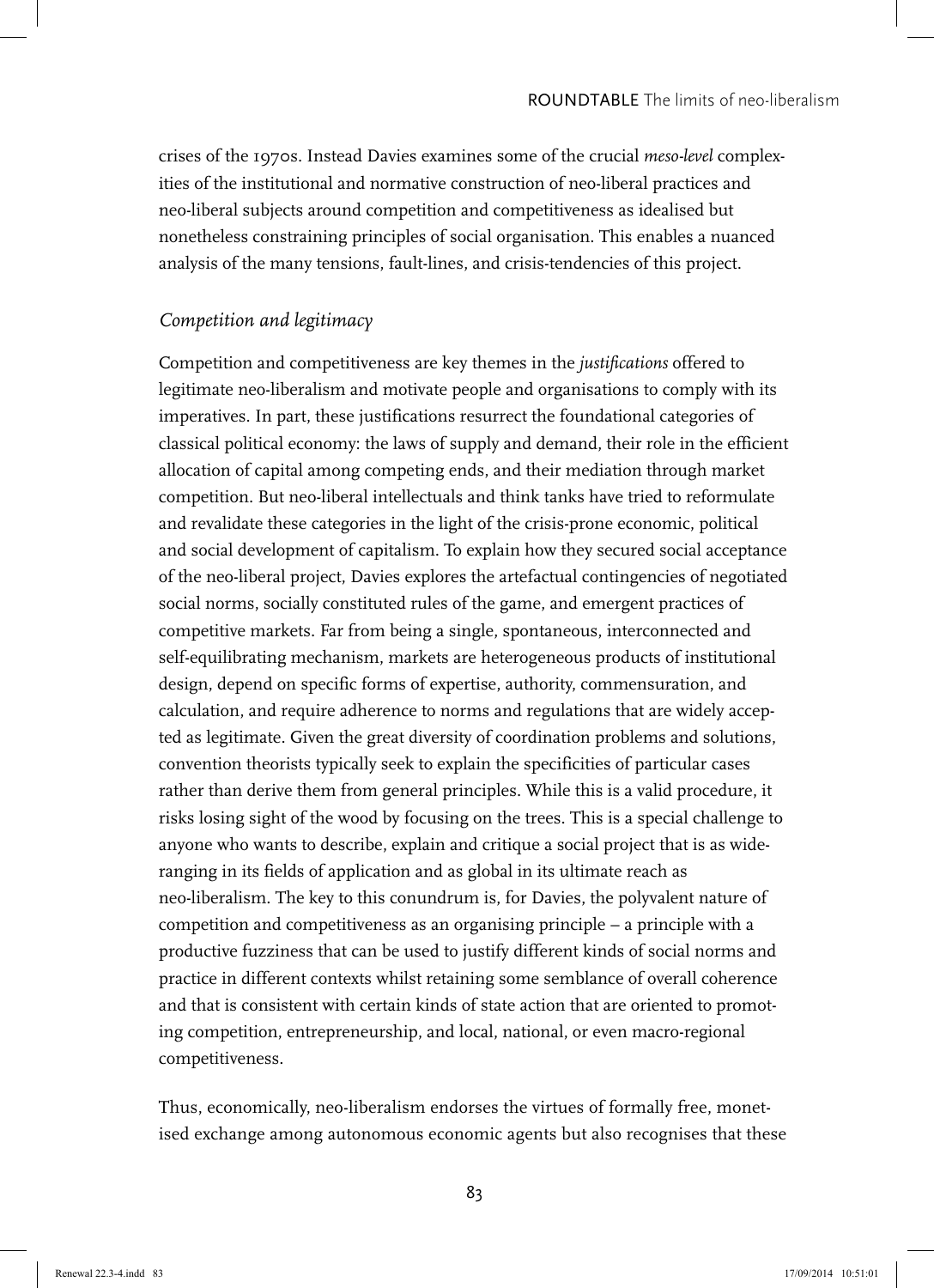crises of the 1970s. Instead Davies examines some of the crucial *meso-level* complexities of the institutional and normative construction of neo-liberal practices and neo-liberal subjects around competition and competitiveness as idealised but nonetheless constraining principles of social organisation. This enables a nuanced analysis of the many tensions, fault-lines, and crisis-tendencies of this project.

### *Competition and legitimacy*

Competition and competitiveness are key themes in the *justifications* offered to legitimate neo-liberalism and motivate people and organisations to comply with its imperatives. In part, these justifications resurrect the foundational categories of classical political economy: the laws of supply and demand, their role in the efficient allocation of capital among competing ends, and their mediation through market competition. But neo-liberal intellectuals and think tanks have tried to reformulate and revalidate these categories in the light of the crisis-prone economic, political and social development of capitalism. To explain how they secured social acceptance of the neo-liberal project, Davies explores the artefactual contingencies of negotiated social norms, socially constituted rules of the game, and emergent practices of competitive markets. Far from being a single, spontaneous, interconnected and self-equilibrating mechanism, markets are heterogeneous products of institutional design, depend on specific forms of expertise, authority, commensuration, and calculation, and require adherence to norms and regulations that are widely accepted as legitimate. Given the great diversity of coordination problems and solutions, convention theorists typically seek to explain the specificities of particular cases rather than derive them from general principles. While this is a valid procedure, it risks losing sight of the wood by focusing on the trees. This is a special challenge to anyone who wants to describe, explain and critique a social project that is as wide-ranging in its fields of application and as global in its ultimate reach as neo-liberalism. The key to this conundrum is, for Davies, the polyvalent nature of competition and competitiveness as an organising principle – a principle with a productive fuzziness that can be used to justify different kinds of social norms and practice in different contexts whilst retaining some semblance of overall coherence and that is consistent with certain kinds of state action that are oriented to promoting competition, entrepreneurship, and local, national, or even macro-regional competitiveness.

Thus, economically, neo-liberalism endorses the virtues of formally free, monetised exchange among autonomous economic agents but also recognises that these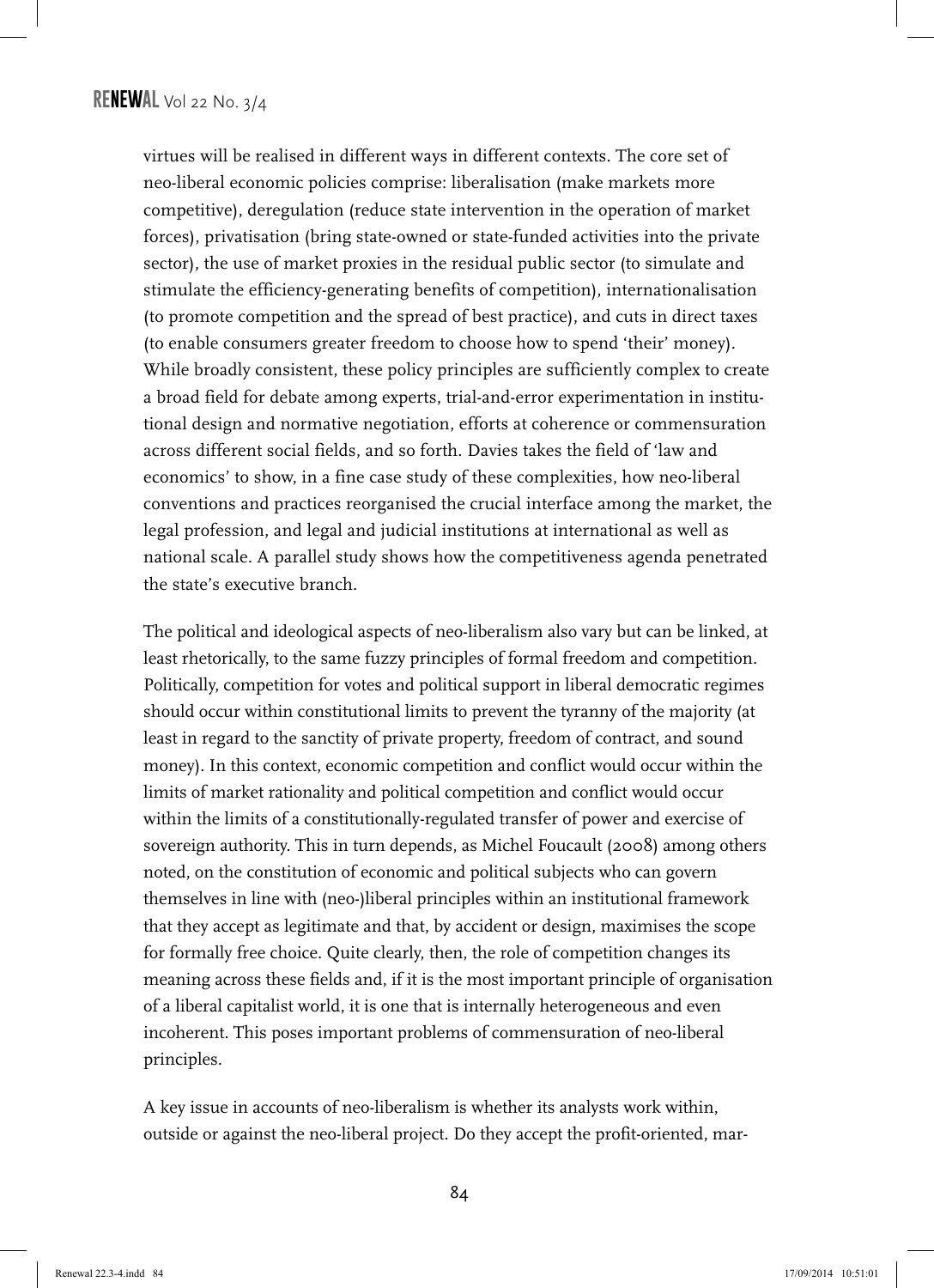virtues will be realised in different ways in different contexts. The core set of neo-liberal economic policies comprise: liberalisation (make markets more competitive), deregulation (reduce state intervention in the operation of market forces), privatisation (bring state-owned or state-funded activities into the private sector), the use of market proxies in the residual public sector (to simulate and stimulate the efficiency-generating benefits of competition), internationalisation (to promote competition and the spread of best practice), and cuts in direct taxes (to enable consumers greater freedom to choose how to spend 'their' money). While broadly consistent, these policy principles are sufficiently complex to create a broad field for debate among experts, trial-and-error experimentation in institutional design and normative negotiation, efforts at coherence or commensuration across different social fields, and so forth. Davies takes the field of 'law and economics' to show, in a fine case study of these complexities, how neo-liberal conventions and practices reorganised the crucial interface among the market, the legal profession, and legal and judicial institutions at international as well as national scale. A parallel study shows how the competitiveness agenda penetrated the state's executive branch.

The political and ideological aspects of neo-liberalism also vary but can be linked, at least rhetorically, to the same fuzzy principles of formal freedom and competition. Politically, competition for votes and political support in liberal democratic regimes should occur within constitutional limits to prevent the tyranny of the majority (at least in regard to the sanctity of private property, freedom of contract, and sound money). In this context, economic competition and conflict would occur within the limits of market rationality and political competition and conflict would occur within the limits of a constitutionally-regulated transfer of power and exercise of sovereign authority. This in turn depends, as Michel Foucault (2008) among others noted, on the constitution of economic and political subjects who can govern themselves in line with (neo-)liberal principles within an institutional framework that they accept as legitimate and that, by accident or design, maximises the scope for formally free choice. Quite clearly, then, the role of competition changes its meaning across these fields and, if it is the most important principle of organisation of a liberal capitalist world, it is one that is internally heterogeneous and even incoherent. This poses important problems of commensuration of neo-liberal principles.

A key issue in accounts of neo-liberalism is whether its analysts work within, outside or against the neo-liberal project. Do they accept the profit-oriented, mar-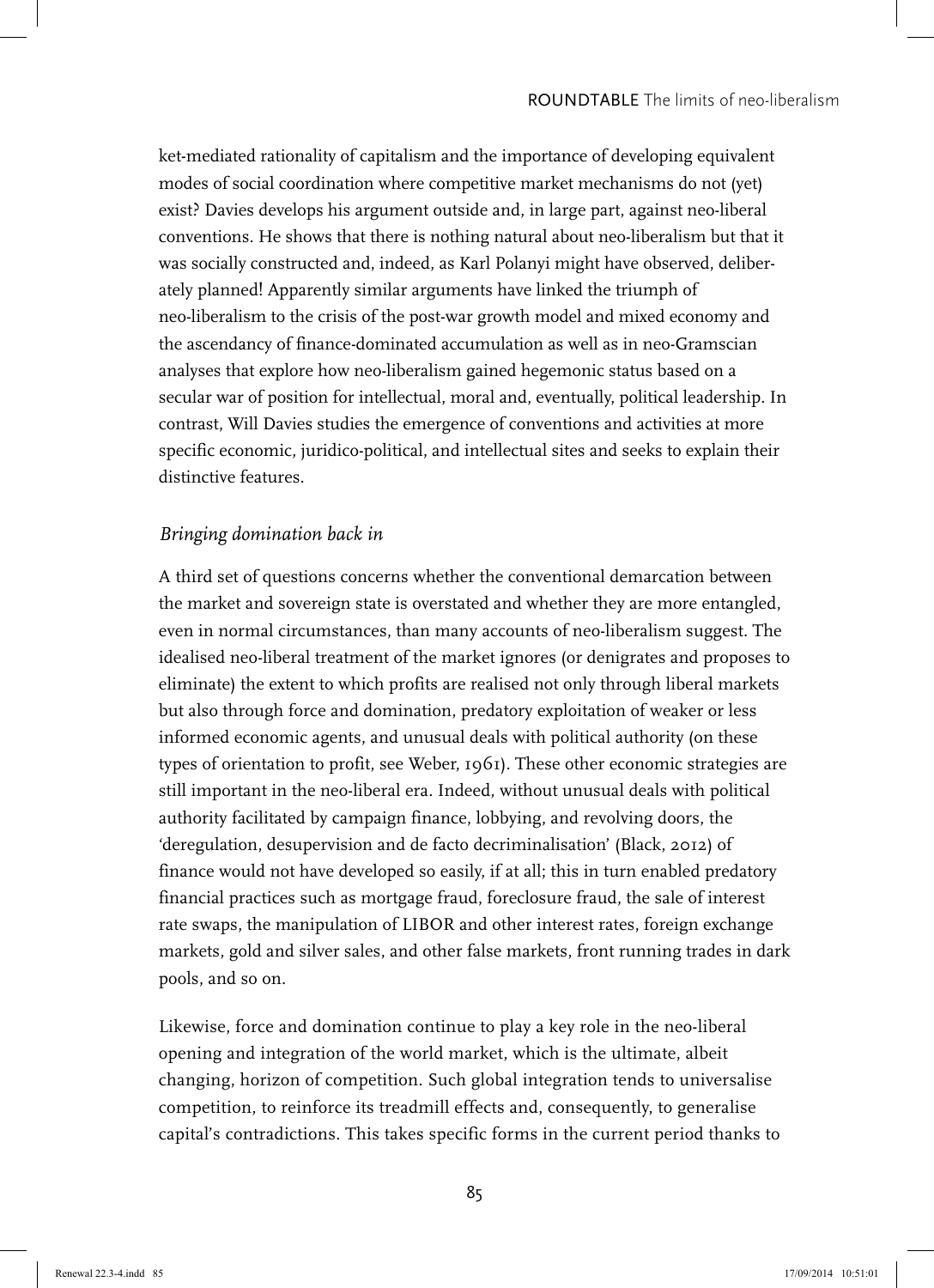ket-mediated rationality of capitalism and the importance of developing equivalent modes of social coordination where competitive market mechanisms do not (yet) exist? Davies develops his argument outside and, in large part, against neo-liberal conventions. He shows that there is nothing natural about neo-liberalism but that it was socially constructed and, indeed, as Karl Polanyi might have observed, deliberately planned! Apparently similar arguments have linked the triumph of neo-liberalism to the crisis of the post-war growth model and mixed economy and the ascendancy of finance-dominated accumulation as well as in neo-Gramscian analyses that explore how neo-liberalism gained hegemonic status based on a secular war of position for intellectual, moral and, eventually, political leadership. In contrast, Will Davies studies the emergence of conventions and activities at more specific economic, juridico-political, and intellectual sites and seeks to explain their distinctive features.

### *Bringing domination back in*

A third set of questions concerns whether the conventional demarcation between the market and sovereign state is overstated and whether they are more entangled, even in normal circumstances, than many accounts of neo-liberalism suggest. The idealised neo-liberal treatment of the market ignores (or denigrates and proposes to eliminate) the extent to which profits are realised not only through liberal markets but also through force and domination, predatory exploitation of weaker or less informed economic agents, and unusual deals with political authority (on these types of orientation to profit, see Weber, 1961). These other economic strategies are still important in the neo-liberal era. Indeed, without unusual deals with political authority facilitated by campaign finance, lobbying, and revolving doors, the 'deregulation, desupervision and de facto decriminalisation' (Black, 2012) of finance would not have developed so easily, if at all; this in turn enabled predatory financial practices such as mortgage fraud, foreclosure fraud, the sale of interest rate swaps, the manipulation of LIBOR and other interest rates, foreign exchange markets, gold and silver sales, and other false markets, front running trades in dark pools, and so on.

Likewise, force and domination continue to play a key role in the neo-liberal opening and integration of the world market, which is the ultimate, albeit changing, horizon of competition. Such global integration tends to universalise competition, to reinforce its treadmill effects and, consequently, to generalise capital's contradictions. This takes specific forms in the current period thanks to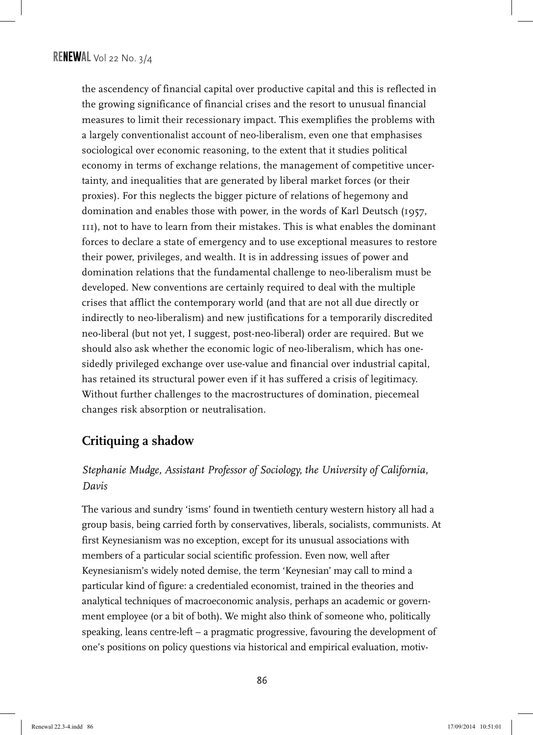the ascendency of financial capital over productive capital and this is reflected in the growing significance of financial crises and the resort to unusual financial measures to limit their recessionary impact. This exemplifies the problems with a largely conventionalist account of neo-liberalism, even one that emphasises sociological over economic reasoning, to the extent that it studies political economy in terms of exchange relations, the management of competitive uncertainty, and inequalities that are generated by liberal market forces (or their proxies). For this neglects the bigger picture of relations of hegemony and domination and enables those with power, in the words of Karl Deutsch (1957, 111), not to have to learn from their mistakes. This is what enables the dominant forces to declare a state of emergency and to use exceptional measures to restore their power, privileges, and wealth. It is in addressing issues of power and domination relations that the fundamental challenge to neo-liberalism must be developed. New conventions are certainly required to deal with the multiple crises that afflict the contemporary world (and that are not all due directly or indirectly to neo-liberalism) and new justifications for a temporarily discredited neo-liberal (but not yet, I suggest, post-neo-liberal) order are required. But we should also ask whether the economic logic of neo-liberalism, which has one-sidedly privileged exchange over use-value and financial over industrial capital, has retained its structural power even if it has suffered a crisis of legitimacy. Without further challenges to the macrostructures of domination, piecemeal changes risk absorption or neutralisation.

## Critiquing a shadow

*Stephanie Mudge, Assistant Professor of Sociology, the University of California, Davis*

The various and sundry 'isms' found in twentieth century western history all had a group basis, being carried forth by conservatives, liberals, socialists, communists. At first Keynesianism was no exception, except for its unusual associations with members of a particular social scientific profession. Even now, well after Keynesianism's widely noted demise, the term 'Keynesian' may call to mind a particular kind of figure: a credentialed economist, trained in the theories and analytical techniques of macroeconomic analysis, perhaps an academic or government employee (or a bit of both). We might also think of someone who, politically speaking, leans centre-left – a pragmatic progressive, favouring the development of one's positions on policy questions via historical and empirical evaluation, motiv-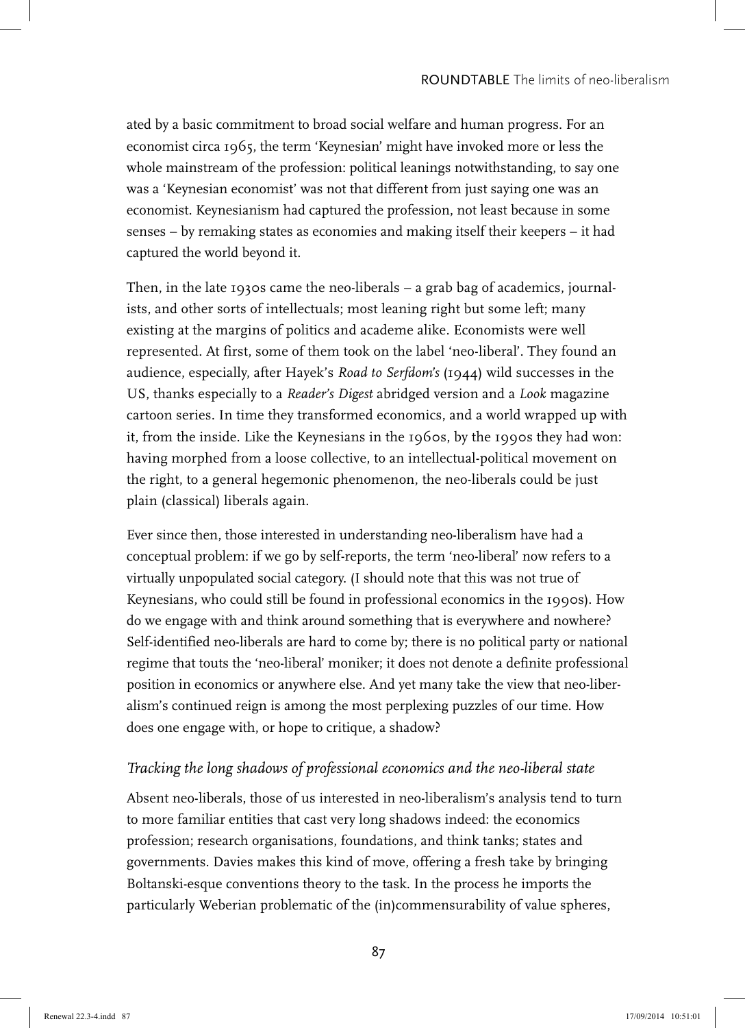ated by a basic commitment to broad social welfare and human progress. For an economist circa 1965, the term 'Keynesian' might have invoked more or less the whole mainstream of the profession: political leanings notwithstanding, to say one was a 'Keynesian economist' was not that different from just saying one was an economist. Keynesianism had captured the profession, not least because in some senses – by remaking states as economies and making itself their keepers – it had captured the world beyond it.

Then, in the late 1930s came the neo-liberals – a grab bag of academics, journalists, and other sorts of intellectuals; most leaning right but some left; many existing at the margins of politics and academe alike. Economists were well represented. At first, some of them took on the label 'neo-liberal'. They found an audience, especially, after Hayek's *Road to Serfdom's* (1944) wild successes in the US, thanks especially to a *Reader's Digest* abridged version and a *Look* magazine cartoon series. In time they transformed economics, and a world wrapped up with it, from the inside. Like the Keynesians in the 1960s, by the 1990s they had won: having morphed from a loose collective, to an intellectual-political movement on the right, to a general hegemonic phenomenon, the neo-liberals could be just plain (classical) liberals again.

Ever since then, those interested in understanding neo-liberalism have had a conceptual problem: if we go by self-reports, the term 'neo-liberal' now refers to a virtually unpopulated social category. (I should note that this was not true of Keynesians, who could still be found in professional economics in the 1990s). How do we engage with and think around something that is everywhere and nowhere? Self-identified neo-liberals are hard to come by; there is no political party or national regime that touts the 'neo-liberal' moniker; it does not denote a definite professional position in economics or anywhere else. And yet many take the view that neo-liberalism's continued reign is among the most perplexing puzzles of our time. How does one engage with, or hope to critique, a shadow?

### *Tracking the long shadows of professional economics and the neo-liberal state*

Absent neo-liberals, those of us interested in neo-liberalism's analysis tend to turn to more familiar entities that cast very long shadows indeed: the economics profession; research organisations, foundations, and think tanks; states and governments. Davies makes this kind of move, offering a fresh take by bringing Boltanski-esque conventions theory to the task. In the process he imports the particularly Weberian problematic of the (in)commensurability of value spheres,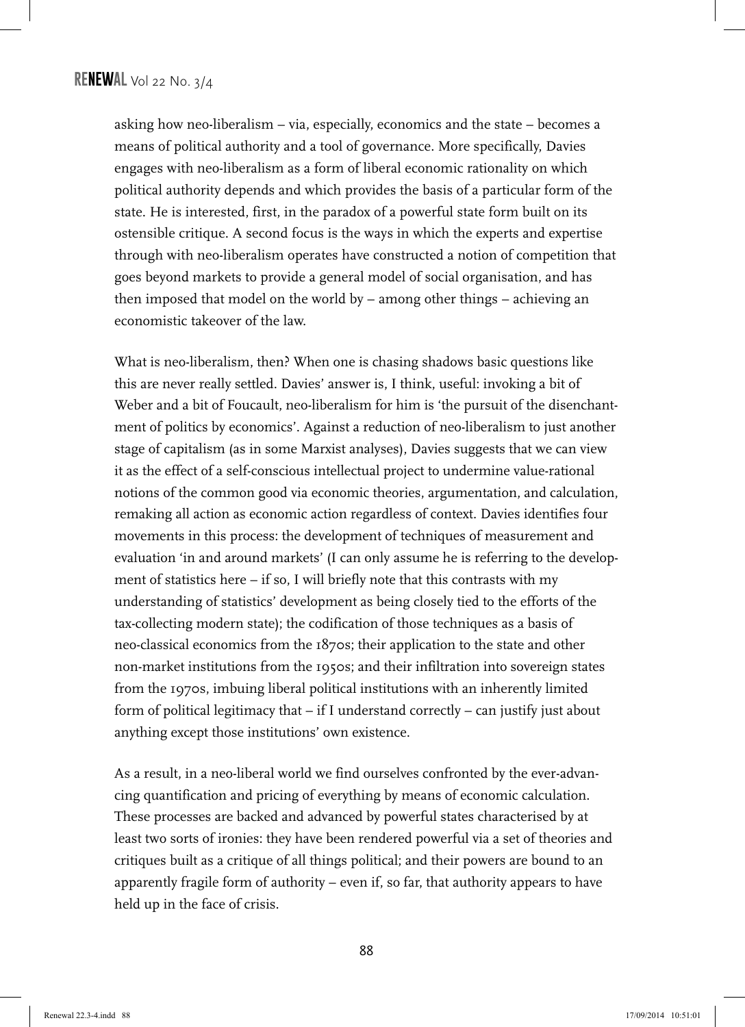asking how neo-liberalism – via, especially, economics and the state – becomes a means of political authority and a tool of governance. More specifically, Davies engages with neo-liberalism as a form of liberal economic rationality on which political authority depends and which provides the basis of a particular form of the state. He is interested, first, in the paradox of a powerful state form built on its ostensible critique. A second focus is the ways in which the experts and expertise through with neo-liberalism operates have constructed a notion of competition that goes beyond markets to provide a general model of social organisation, and has then imposed that model on the world by – among other things – achieving an economistic takeover of the law.

What is neo-liberalism, then? When one is chasing shadows basic questions like this are never really settled. Davies' answer is, I think, useful: invoking a bit of Weber and a bit of Foucault, neo-liberalism for him is 'the pursuit of the disenchantment of politics by economics'. Against a reduction of neo-liberalism to just another stage of capitalism (as in some Marxist analyses), Davies suggests that we can view it as the effect of a self-conscious intellectual project to undermine value-rational notions of the common good via economic theories, argumentation, and calculation, remaking all action as economic action regardless of context. Davies identifies four movements in this process: the development of techniques of measurement and evaluation 'in and around markets' (I can only assume he is referring to the development of statistics here – if so, I will briefly note that this contrasts with my understanding of statistics' development as being closely tied to the efforts of the tax-collecting modern state); the codification of those techniques as a basis of neo-classical economics from the 1870s; their application to the state and other non-market institutions from the 1950s; and their infiltration into sovereign states from the 1970s, imbuing liberal political institutions with an inherently limited form of political legitimacy that – if I understand correctly – can justify just about anything except those institutions' own existence.

As a result, in a neo-liberal world we find ourselves confronted by the ever-advancing quantification and pricing of everything by means of economic calculation. These processes are backed and advanced by powerful states characterised by at least two sorts of ironies: they have been rendered powerful via a set of theories and critiques built as a critique of all things political; and their powers are bound to an apparently fragile form of authority – even if, so far, that authority appears to have held up in the face of crisis.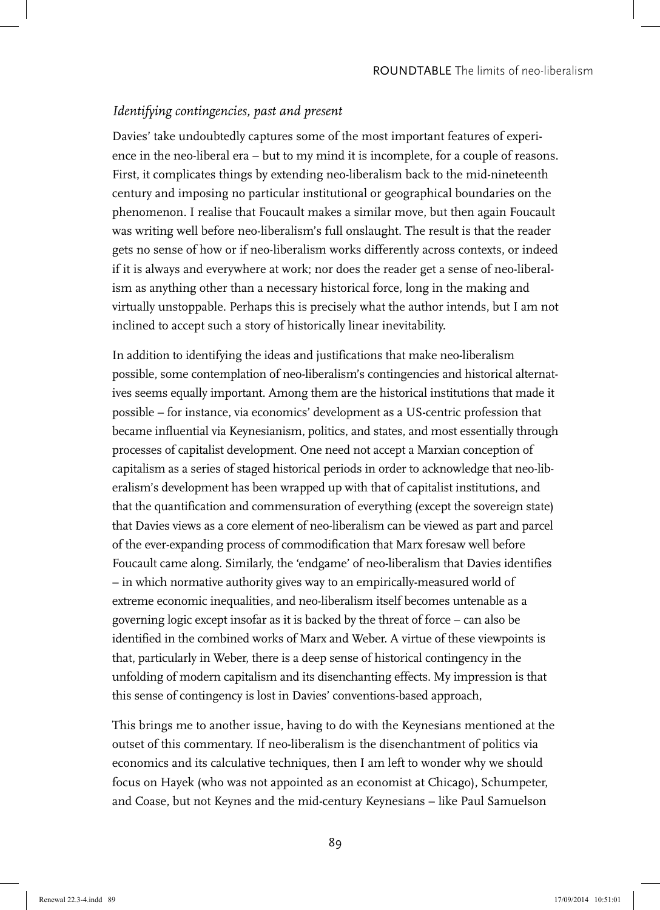### *Identifying contingencies, past and present*

Davies' take undoubtedly captures some of the most important features of experience in the neo-liberal era – but to my mind it is incomplete, for a couple of reasons. First, it complicates things by extending neo-liberalism back to the mid-nineteenth century and imposing no particular institutional or geographical boundaries on the phenomenon. I realise that Foucault makes a similar move, but then again Foucault was writing well before neo-liberalism's full onslaught. The result is that the reader gets no sense of how or if neo-liberalism works differently across contexts, or indeed if it is always and everywhere at work; nor does the reader get a sense of neo-liberalism as anything other than a necessary historical force, long in the making and virtually unstoppable. Perhaps this is precisely what the author intends, but I am not inclined to accept such a story of historically linear inevitability.

In addition to identifying the ideas and justifications that make neo-liberalism possible, some contemplation of neo-liberalism's contingencies and historical alternatives seems equally important. Among them are the historical institutions that made it possible – for instance, via economics' development as a US-centric profession that became influential via Keynesianism, politics, and states, and most essentially through processes of capitalist development. One need not accept a Marxian conception of capitalism as a series of staged historical periods in order to acknowledge that neo-liberalism's development has been wrapped up with that of capitalist institutions, and that the quantification and commensuration of everything (except the sovereign state) that Davies views as a core element of neo-liberalism can be viewed as part and parcel of the ever-expanding process of commodification that Marx foresaw well before Foucault came along. Similarly, the 'endgame' of neo-liberalism that Davies identifies – in which normative authority gives way to an empirically-measured world of extreme economic inequalities, and neo-liberalism itself becomes untenable as a governing logic except insofar as it is backed by the threat of force – can also be identified in the combined works of Marx and Weber. A virtue of these viewpoints is that, particularly in Weber, there is a deep sense of historical contingency in the unfolding of modern capitalism and its disenchanting effects. My impression is that this sense of contingency is lost in Davies' conventions-based approach,

This brings me to another issue, having to do with the Keynesians mentioned at the outset of this commentary. If neo-liberalism is the disenchantment of politics via economics and its calculative techniques, then I am left to wonder why we should focus on Hayek (who was not appointed as an economist at Chicago), Schumpeter, and Coase, but not Keynes and the mid-century Keynesians – like Paul Samuelson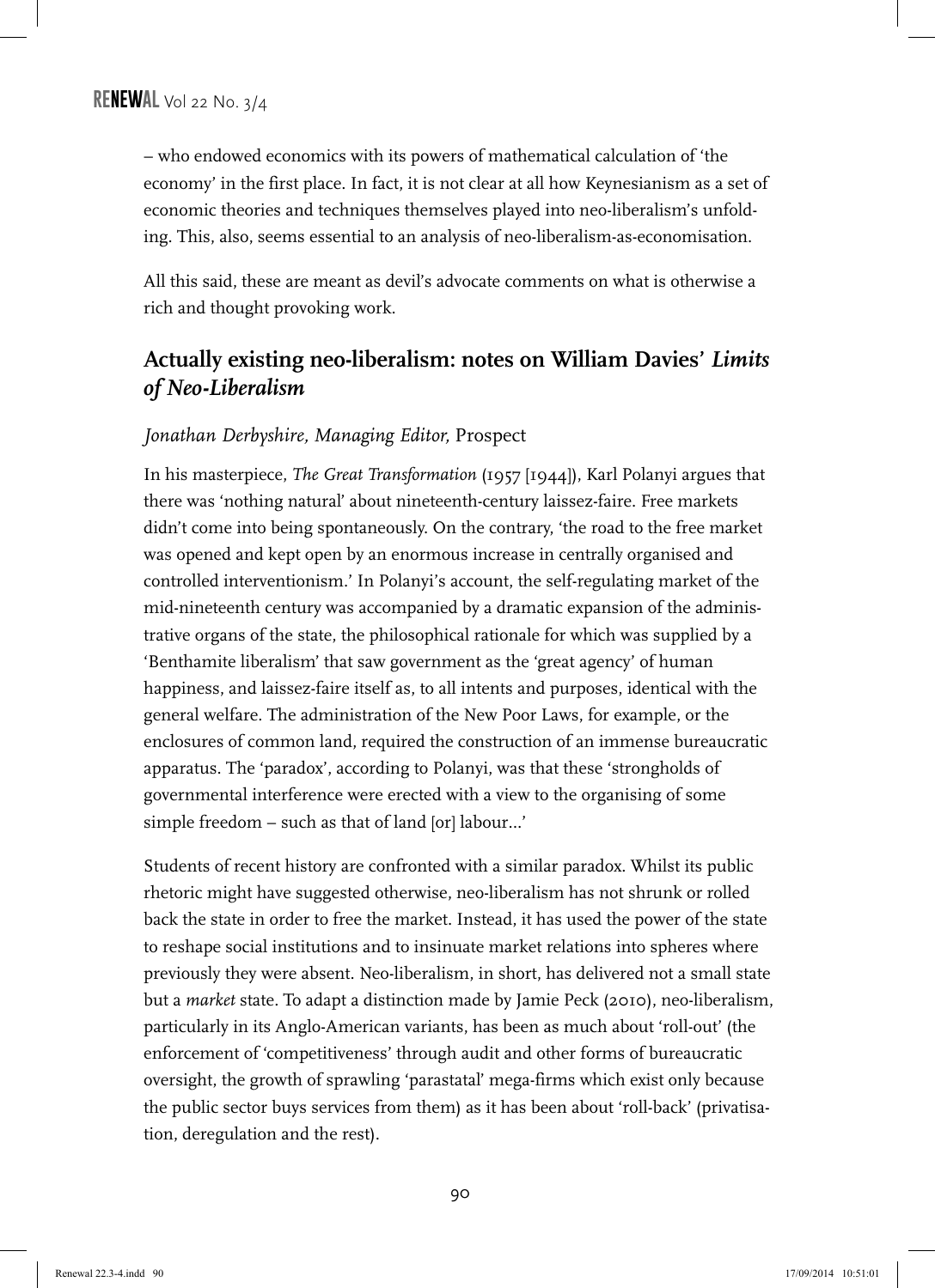– who endowed economics with its powers of mathematical calculation of 'the economy' in the first place. In fact, it is not clear at all how Keynesianism as a set of economic theories and techniques themselves played into neo-liberalism's unfolding. This, also, seems essential to an analysis of neo-liberalism-as-economisation.

All this said, these are meant as devil's advocate comments on what is otherwise a rich and thought provoking work.

## Actually existing neo-liberalism: notes on William Davies' *Limits of Neo-Liberalism*

*Jonathan Derbyshire, Managing Editor,* Prospect

In his masterpiece, *The Great Transformation* (1957 [1944]), Karl Polanyi argues that there was 'nothing natural' about nineteenth-century laissez-faire. Free markets didn't come into being spontaneously. On the contrary, 'the road to the free market was opened and kept open by an enormous increase in centrally organised and controlled interventionism.' In Polanyi's account, the self-regulating market of the mid-nineteenth century was accompanied by a dramatic expansion of the administrative organs of the state, the philosophical rationale for which was supplied by a 'Benthamite liberalism' that saw government as the 'great agency' of human happiness, and laissez-faire itself as, to all intents and purposes, identical with the general welfare. The administration of the New Poor Laws, for example, or the enclosures of common land, required the construction of an immense bureaucratic apparatus. The 'paradox', according to Polanyi, was that these 'strongholds of governmental interference were erected with a view to the organising of some simple freedom – such as that of land [or] labour…'

Students of recent history are confronted with a similar paradox. Whilst its public rhetoric might have suggested otherwise, neo-liberalism has not shrunk or rolled back the state in order to free the market. Instead, it has used the power of the state to reshape social institutions and to insinuate market relations into spheres where previously they were absent. Neo-liberalism, in short, has delivered not a small state but a *market* state. To adapt a distinction made by Jamie Peck (2010), neo-liberalism, particularly in its Anglo-American variants, has been as much about 'roll-out' (the enforcement of 'competitiveness' through audit and other forms of bureaucratic oversight, the growth of sprawling 'parastatal' mega-firms which exist only because the public sector buys services from them) as it has been about 'roll-back' (privatisation, deregulation and the rest).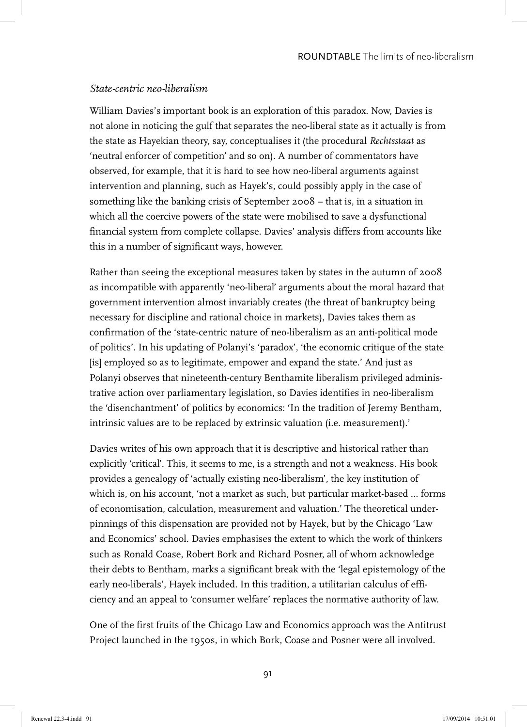### *State-centric neo-liberalism*

William Davies's important book is an exploration of this paradox. Now, Davies is not alone in noticing the gulf that separates the neo-liberal state as it actually is from the state as Hayekian theory, say, conceptualises it (the procedural *Rechtsstaat* as 'neutral enforcer of competition' and so on). A number of commentators have observed, for example, that it is hard to see how neo-liberal arguments against intervention and planning, such as Hayek's, could possibly apply in the case of something like the banking crisis of September 2008 – that is, in a situation in which all the coercive powers of the state were mobilised to save a dysfunctional financial system from complete collapse. Davies' analysis differs from accounts like this in a number of significant ways, however.

Rather than seeing the exceptional measures taken by states in the autumn of 2008 as incompatible with apparently 'neo-liberal' arguments about the moral hazard that government intervention almost invariably creates (the threat of bankruptcy being necessary for discipline and rational choice in markets), Davies takes them as confirmation of the 'state-centric nature of neo-liberalism as an anti-political mode of politics'. In his updating of Polanyi's 'paradox', 'the economic critique of the state [is] employed so as to legitimate, empower and expand the state.' And just as Polanyi observes that nineteenth-century Benthamite liberalism privileged administrative action over parliamentary legislation, so Davies identifies in neo-liberalism the 'disenchantment' of politics by economics: 'In the tradition of Jeremy Bentham, intrinsic values are to be replaced by extrinsic valuation (i.e. measurement).'

Davies writes of his own approach that it is descriptive and historical rather than explicitly 'critical'. This, it seems to me, is a strength and not a weakness. His book provides a genealogy of 'actually existing neo-liberalism', the key institution of which is, on his account, 'not a market as such, but particular market-based ... forms of economisation, calculation, measurement and valuation.' The theoretical underpinnings of this dispensation are provided not by Hayek, but by the Chicago 'Law and Economics' school. Davies emphasises the extent to which the work of thinkers such as Ronald Coase, Robert Bork and Richard Posner, all of whom acknowledge their debts to Bentham, marks a significant break with the 'legal epistemology of the early neo-liberals', Hayek included. In this tradition, a utilitarian calculus of efficiency and an appeal to 'consumer welfare' replaces the normative authority of law.

One of the first fruits of the Chicago Law and Economics approach was the Antitrust Project launched in the 1950s, in which Bork, Coase and Posner were all involved.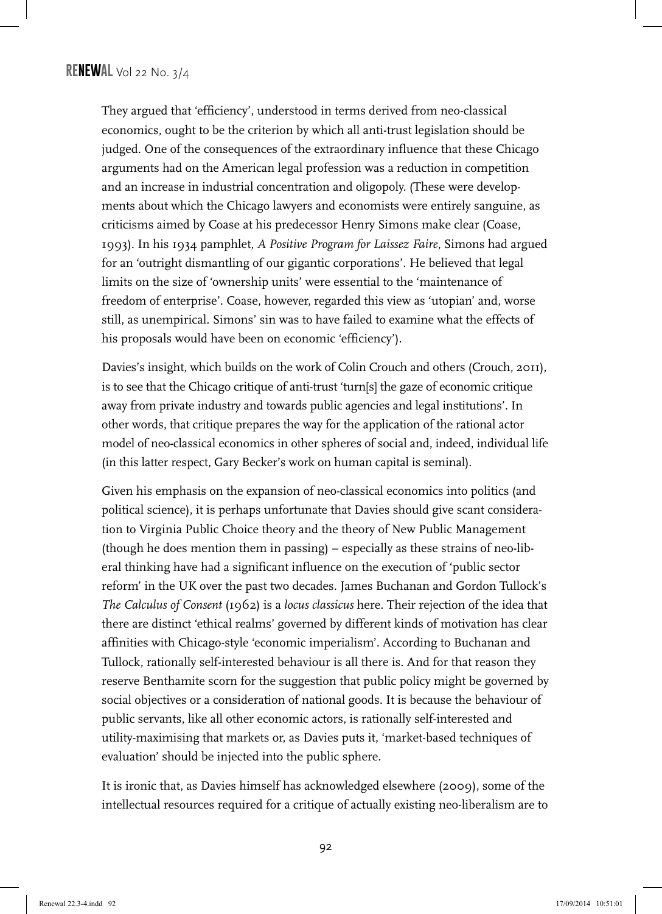They argued that 'efficiency', understood in terms derived from neo-classical economics, ought to be the criterion by which all anti-trust legislation should be judged. One of the consequences of the extraordinary influence that these Chicago arguments had on the American legal profession was a reduction in competition and an increase in industrial concentration and oligopoly. (These were developments about which the Chicago lawyers and economists were entirely sanguine, as criticisms aimed by Coase at his predecessor Henry Simons make clear (Coase, 1993). In his 1934 pamphlet, *A Positive Program for Laissez Faire*, Simons had argued for an 'outright dismantling of our gigantic corporations'. He believed that legal limits on the size of 'ownership units' were essential to the 'maintenance of freedom of enterprise'. Coase, however, regarded this view as 'utopian' and, worse still, as unempirical. Simons' sin was to have failed to examine what the effects of his proposals would have been on economic 'efficiency').

Davies's insight, which builds on the work of Colin Crouch and others (Crouch, 2011), is to see that the Chicago critique of anti-trust 'turn[s] the gaze of economic critique away from private industry and towards public agencies and legal institutions'. In other words, that critique prepares the way for the application of the rational actor model of neo-classical economics in other spheres of social and, indeed, individual life (in this latter respect, Gary Becker's work on human capital is seminal).

Given his emphasis on the expansion of neo-classical economics into politics (and political science), it is perhaps unfortunate that Davies should give scant consideration to Virginia Public Choice theory and the theory of New Public Management (though he does mention them in passing) – especially as these strains of neo-liberal thinking have had a significant influence on the execution of 'public sector reform' in the UK over the past two decades. James Buchanan and Gordon Tullock's *The Calculus of Consent* (1962) is a *locus classicus* here. Their rejection of the idea that there are distinct 'ethical realms' governed by different kinds of motivation has clear affinities with Chicago-style 'economic imperialism'. According to Buchanan and Tullock, rationally self-interested behaviour is all there is. And for that reason they reserve Benthamite scorn for the suggestion that public policy might be governed by social objectives or a consideration of national goods. It is because the behaviour of public servants, like all other economic actors, is rationally self-interested and utility-maximising that markets or, as Davies puts it, 'market-based techniques of evaluation' should be injected into the public sphere.

It is ironic that, as Davies himself has acknowledged elsewhere (2009), some of the intellectual resources required for a critique of actually existing neo-liberalism are to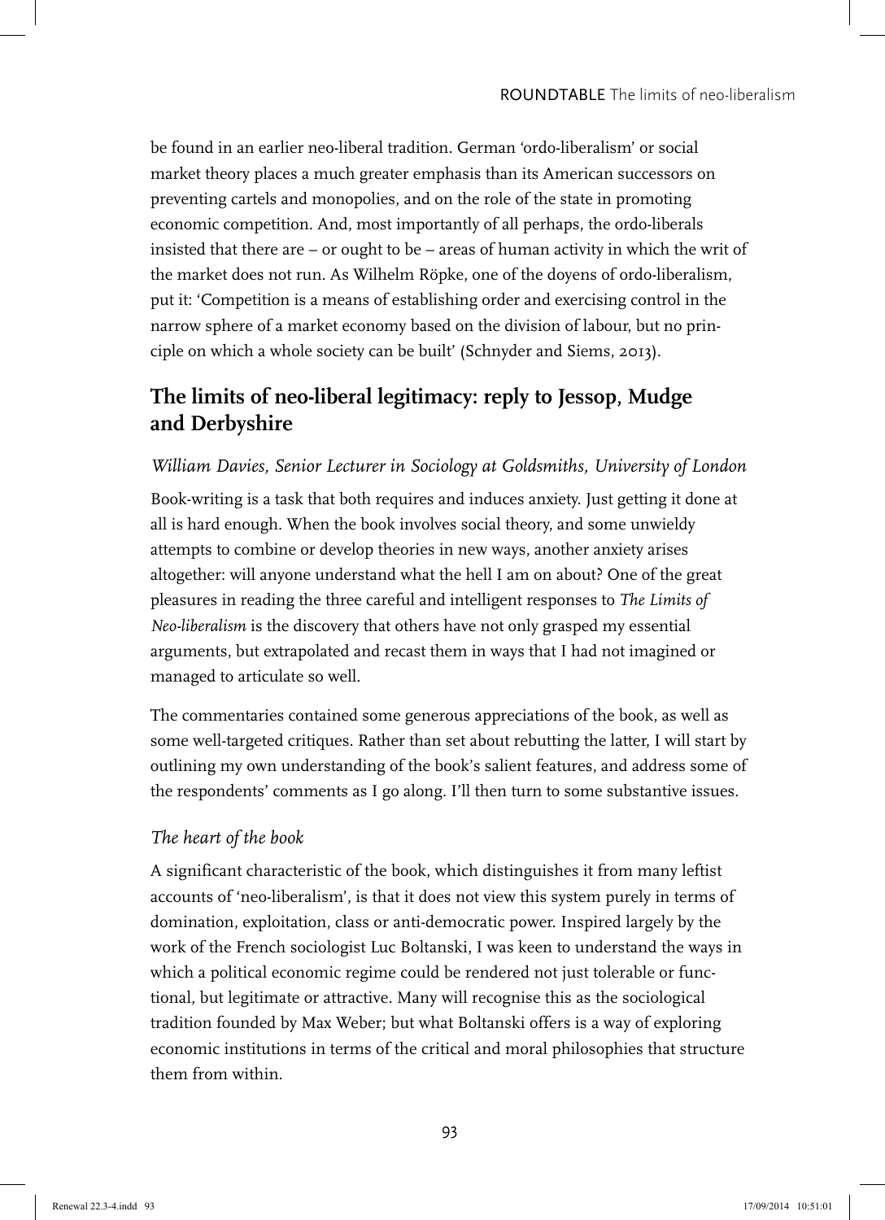be found in an earlier neo-liberal tradition. German 'ordo-liberalism' or social market theory places a much greater emphasis than its American successors on preventing cartels and monopolies, and on the role of the state in promoting economic competition. And, most importantly of all perhaps, the ordo-liberals insisted that there are – or ought to be – areas of human activity in which the writ of the market does not run. As Wilhelm Röpke, one of the doyens of ordo-liberalism, put it: 'Competition is a means of establishing order and exercising control in the narrow sphere of a market economy based on the division of labour, but no principle on which a whole society can be built' (Schnyder and Siems, 2013).

## The limits of neo-liberal legitimacy: reply to Jessop, Mudge and Derbyshire

*William Davies, Senior Lecturer in Sociology at Goldsmiths, University of London*

Book-writing is a task that both requires and induces anxiety. Just getting it done at all is hard enough. When the book involves social theory, and some unwieldy attempts to combine or develop theories in new ways, another anxiety arises altogether: will anyone understand what the hell I am on about? One of the great pleasures in reading the three careful and intelligent responses to *The Limits of Neo-liberalism* is the discovery that others have not only grasped my essential arguments, but extrapolated and recast them in ways that I had not imagined or managed to articulate so well.

The commentaries contained some generous appreciations of the book, as well as some well-targeted critiques. Rather than set about rebutting the latter, I will start by outlining my own understanding of the book's salient features, and address some of the respondents' comments as I go along. I'll then turn to some substantive issues.

### *The heart of the book*

A significant characteristic of the book, which distinguishes it from many leftist accounts of 'neo-liberalism', is that it does not view this system purely in terms of domination, exploitation, class or anti-democratic power. Inspired largely by the work of the French sociologist Luc Boltanski, I was keen to understand the ways in which a political economic regime could be rendered not just tolerable or functional, but legitimate or attractive. Many will recognise this as the sociological tradition founded by Max Weber; but what Boltanski offers is a way of exploring economic institutions in terms of the critical and moral philosophies that structure them from within.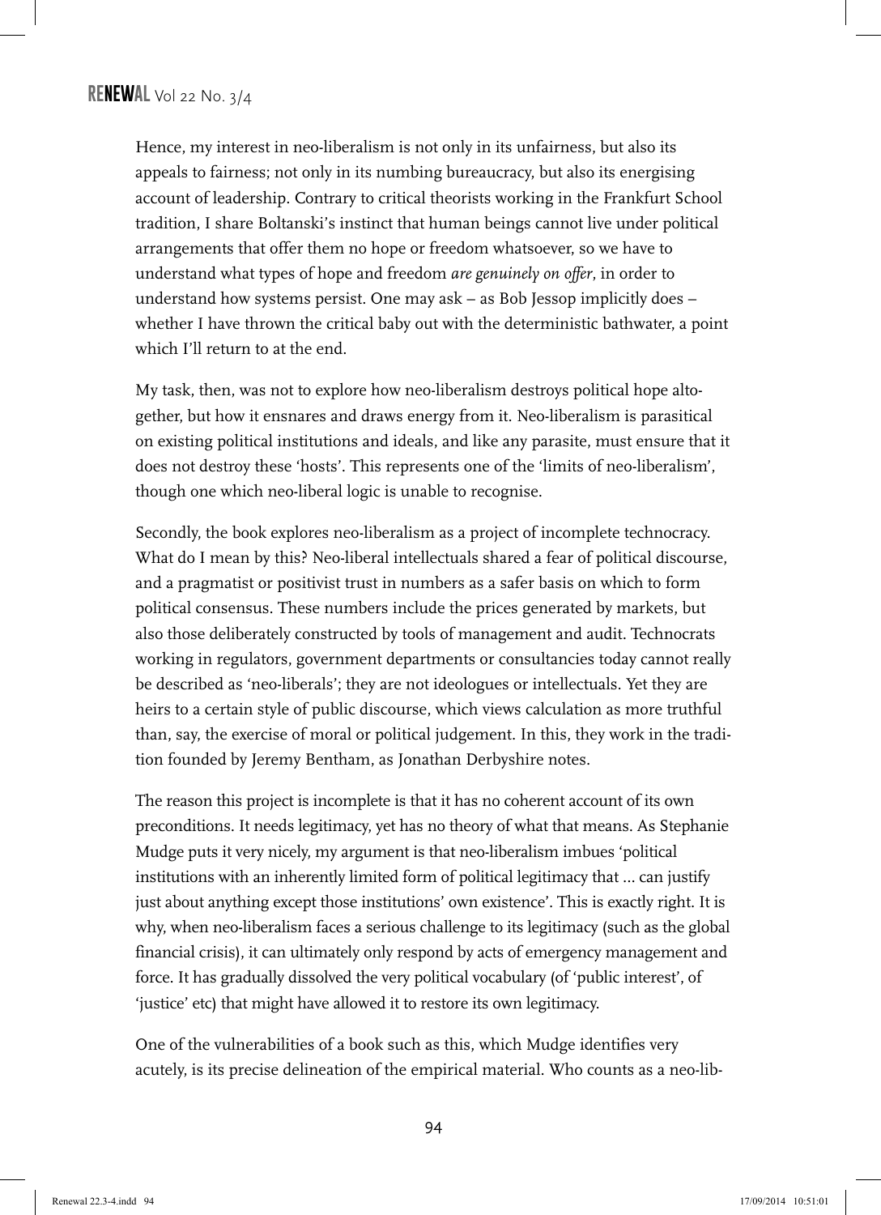Hence, my interest in neo-liberalism is not only in its unfairness, but also its appeals to fairness; not only in its numbing bureaucracy, but also its energising account of leadership. Contrary to critical theorists working in the Frankfurt School tradition, I share Boltanski's instinct that human beings cannot live under political arrangements that offer them no hope or freedom whatsoever, so we have to understand what types of hope and freedom *are genuinely on offer*, in order to understand how systems persist. One may ask – as Bob Jessop implicitly does – whether I have thrown the critical baby out with the deterministic bathwater, a point which I'll return to at the end.

My task, then, was not to explore how neo-liberalism destroys political hope altogether, but how it ensnares and draws energy from it. Neo-liberalism is parasitical on existing political institutions and ideals, and like any parasite, must ensure that it does not destroy these 'hosts'. This represents one of the 'limits of neo-liberalism', though one which neo-liberal logic is unable to recognise.

Secondly, the book explores neo-liberalism as a project of incomplete technocracy. What do I mean by this? Neo-liberal intellectuals shared a fear of political discourse, and a pragmatist or positivist trust in numbers as a safer basis on which to form political consensus. These numbers include the prices generated by markets, but also those deliberately constructed by tools of management and audit. Technocrats working in regulators, government departments or consultancies today cannot really be described as 'neo-liberals'; they are not ideologues or intellectuals. Yet they are heirs to a certain style of public discourse, which views calculation as more truthful than, say, the exercise of moral or political judgement. In this, they work in the tradition founded by Jeremy Bentham, as Jonathan Derbyshire notes.

The reason this project is incomplete is that it has no coherent account of its own preconditions. It needs legitimacy, yet has no theory of what that means. As Stephanie Mudge puts it very nicely, my argument is that neo-liberalism imbues 'political institutions with an inherently limited form of political legitimacy that … can justify just about anything except those institutions' own existence'. This is exactly right. It is why, when neo-liberalism faces a serious challenge to its legitimacy (such as the global financial crisis), it can ultimately only respond by acts of emergency management and force. It has gradually dissolved the very political vocabulary (of 'public interest', of 'justice' etc) that might have allowed it to restore its own legitimacy.

One of the vulnerabilities of a book such as this, which Mudge identifies very acutely, is its precise delineation of the empirical material. Who counts as a neo-lib-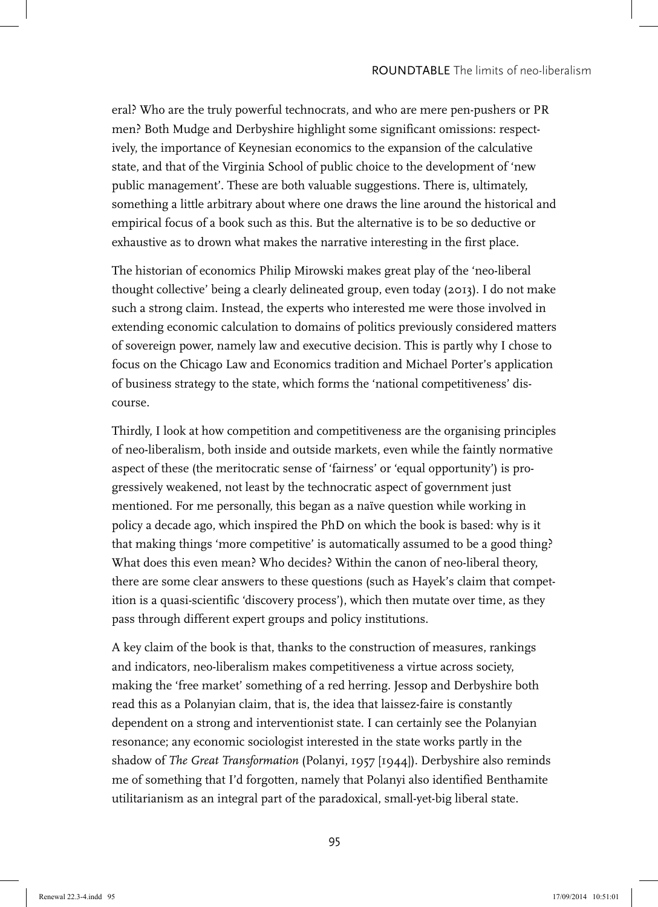eral? Who are the truly powerful technocrats, and who are mere pen-pushers or PR men? Both Mudge and Derbyshire highlight some significant omissions: respectively, the importance of Keynesian economics to the expansion of the calculative state, and that of the Virginia School of public choice to the development of 'new public management'. These are both valuable suggestions. There is, ultimately, something a little arbitrary about where one draws the line around the historical and empirical focus of a book such as this. But the alternative is to be so deductive or exhaustive as to drown what makes the narrative interesting in the first place.

The historian of economics Philip Mirowski makes great play of the 'neo-liberal thought collective' being a clearly delineated group, even today (2013). I do not make such a strong claim. Instead, the experts who interested me were those involved in extending economic calculation to domains of politics previously considered matters of sovereign power, namely law and executive decision. This is partly why I chose to focus on the Chicago Law and Economics tradition and Michael Porter's application of business strategy to the state, which forms the 'national competitiveness' discourse.

Thirdly, I look at how competition and competitiveness are the organising principles of neo-liberalism, both inside and outside markets, even while the faintly normative aspect of these (the meritocratic sense of 'fairness' or 'equal opportunity') is progressively weakened, not least by the technocratic aspect of government just mentioned. For me personally, this began as a naïve question while working in policy a decade ago, which inspired the PhD on which the book is based: why is it that making things 'more competitive' is automatically assumed to be a good thing? What does this even mean? Who decides? Within the canon of neo-liberal theory, there are some clear answers to these questions (such as Hayek's claim that competition is a quasi-scientific 'discovery process'), which then mutate over time, as they pass through different expert groups and policy institutions.

A key claim of the book is that, thanks to the construction of measures, rankings and indicators, neo-liberalism makes competitiveness a virtue across society, making the 'free market' something of a red herring. Jessop and Derbyshire both read this as a Polanyian claim, that is, the idea that laissez-faire is constantly dependent on a strong and interventionist state. I can certainly see the Polanyian resonance; any economic sociologist interested in the state works partly in the shadow of *The Great Transformation* (Polanyi, 1957 [1944]). Derbyshire also reminds me of something that I'd forgotten, namely that Polanyi also identified Benthamite utilitarianism as an integral part of the paradoxical, small-yet-big liberal state.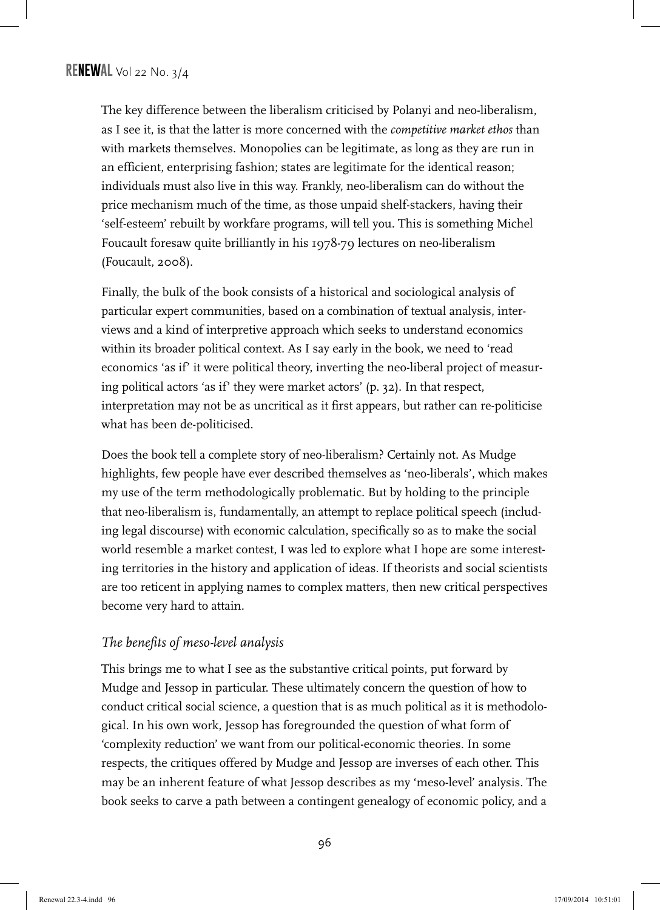The key difference between the liberalism criticised by Polanyi and neo-liberalism, as I see it, is that the latter is more concerned with the *competitive market ethos* than with markets themselves. Monopolies can be legitimate, as long as they are run in an efficient, enterprising fashion; states are legitimate for the identical reason; individuals must also live in this way. Frankly, neo-liberalism can do without the price mechanism much of the time, as those unpaid shelf-stackers, having their 'self-esteem' rebuilt by workfare programs, will tell you. This is something Michel Foucault foresaw quite brilliantly in his 1978-79 lectures on neo-liberalism (Foucault, 2008).

Finally, the bulk of the book consists of a historical and sociological analysis of particular expert communities, based on a combination of textual analysis, interviews and a kind of interpretive approach which seeks to understand economics within its broader political context. As I say early in the book, we need to 'read economics 'as if' it were political theory, inverting the neo-liberal project of measuring political actors 'as if' they were market actors' (p. 32). In that respect, interpretation may not be as uncritical as it first appears, but rather can re-politicise what has been de-politicised.

Does the book tell a complete story of neo-liberalism? Certainly not. As Mudge highlights, few people have ever described themselves as 'neo-liberals', which makes my use of the term methodologically problematic. But by holding to the principle that neo-liberalism is, fundamentally, an attempt to replace political speech (including legal discourse) with economic calculation, specifically so as to make the social world resemble a market contest, I was led to explore what I hope are some interesting territories in the history and application of ideas. If theorists and social scientists are too reticent in applying names to complex matters, then new critical perspectives become very hard to attain.

### *The benefits of meso-level analysis*

This brings me to what I see as the substantive critical points, put forward by Mudge and Jessop in particular. These ultimately concern the question of how to conduct critical social science, a question that is as much political as it is methodological. In his own work, Jessop has foregrounded the question of what form of 'complexity reduction' we want from our political-economic theories. In some respects, the critiques offered by Mudge and Jessop are inverses of each other. This may be an inherent feature of what Jessop describes as my 'meso-level' analysis. The book seeks to carve a path between a contingent genealogy of economic policy, and a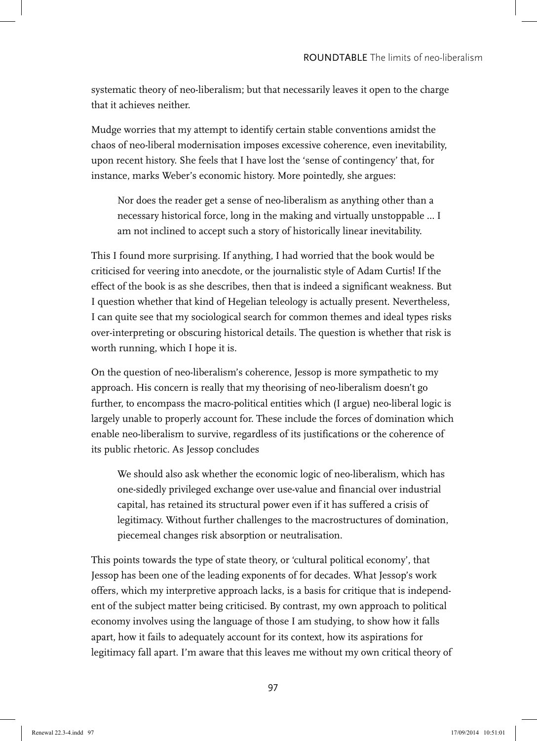systematic theory of neo-liberalism; but that necessarily leaves it open to the charge that it achieves neither.

Mudge worries that my attempt to identify certain stable conventions amidst the chaos of neo-liberal modernisation imposes excessive coherence, even inevitability, upon recent history. She feels that I have lost the 'sense of contingency' that, for instance, marks Weber's economic history. More pointedly, she argues:

> Nor does the reader get a sense of neo-liberalism as anything other than a necessary historical force, long in the making and virtually unstoppable ... I am not inclined to accept such a story of historically linear inevitability.

This I found more surprising. If anything, I had worried that the book would be criticised for veering into anecdote, or the journalistic style of Adam Curtis! If the effect of the book is as she describes, then that is indeed a significant weakness. But I question whether that kind of Hegelian teleology is actually present. Nevertheless, I can quite see that my sociological search for common themes and ideal types risks over-interpreting or obscuring historical details. The question is whether that risk is worth running, which I hope it is.

On the question of neo-liberalism's coherence, Jessop is more sympathetic to my approach. His concern is really that my theorising of neo-liberalism doesn't go further, to encompass the macro-political entities which (I argue) neo-liberal logic is largely unable to properly account for. These include the forces of domination which enable neo-liberalism to survive, regardless of its justifications or the coherence of its public rhetoric. As Jessop concludes

> We should also ask whether the economic logic of neo-liberalism, which has one-sidedly privileged exchange over use-value and financial over industrial capital, has retained its structural power even if it has suffered a crisis of legitimacy. Without further challenges to the macrostructures of domination, piecemeal changes risk absorption or neutralisation.

This points towards the type of state theory, or 'cultural political economy', that Jessop has been one of the leading exponents of for decades. What Jessop's work offers, which my interpretive approach lacks, is a basis for critique that is independent of the subject matter being criticised. By contrast, my own approach to political economy involves using the language of those I am studying, to show how it falls apart, how it fails to adequately account for its context, how its aspirations for legitimacy fall apart. I'm aware that this leaves me without my own critical theory of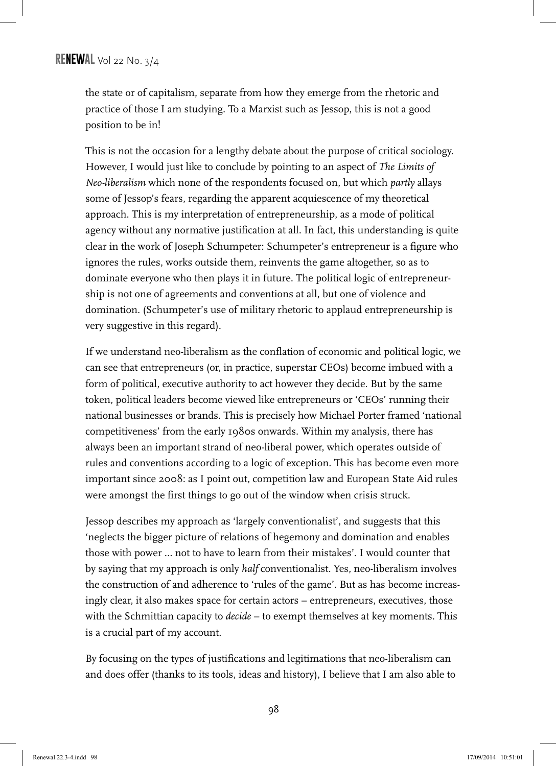the state or of capitalism, separate from how they emerge from the rhetoric and practice of those I am studying. To a Marxist such as Jessop, this is not a good position to be in!

This is not the occasion for a lengthy debate about the purpose of critical sociology. However, I would just like to conclude by pointing to an aspect of *The Limits of Neo-liberalism* which none of the respondents focused on, but which *partly* allays some of Jessop's fears, regarding the apparent acquiescence of my theoretical approach. This is my interpretation of entrepreneurship, as a mode of political agency without any normative justification at all. In fact, this understanding is quite clear in the work of Joseph Schumpeter: Schumpeter's entrepreneur is a figure who ignores the rules, works outside them, reinvents the game altogether, so as to dominate everyone who then plays it in future. The political logic of entrepreneurship is not one of agreements and conventions at all, but one of violence and domination. (Schumpeter's use of military rhetoric to applaud entrepreneurship is very suggestive in this regard).

If we understand neo-liberalism as the conflation of economic and political logic, we can see that entrepreneurs (or, in practice, superstar CEOs) become imbued with a form of political, executive authority to act however they decide. But by the same token, political leaders become viewed like entrepreneurs or 'CEOs' running their national businesses or brands. This is precisely how Michael Porter framed 'national competitiveness' from the early 1980s onwards. Within my analysis, there has always been an important strand of neo-liberal power, which operates outside of rules and conventions according to a logic of exception. This has become even more important since 2008: as I point out, competition law and European State Aid rules were amongst the first things to go out of the window when crisis struck.

Jessop describes my approach as 'largely conventionalist', and suggests that this 'neglects the bigger picture of relations of hegemony and domination and enables those with power ... not to have to learn from their mistakes'. I would counter that by saying that my approach is only *half* conventionalist. Yes, neo-liberalism involves the construction of and adherence to 'rules of the game'. But as has become increasingly clear, it also makes space for certain actors – entrepreneurs, executives, those with the Schmittian capacity to *decide* – to exempt themselves at key moments. This is a crucial part of my account.

By focusing on the types of justifications and legitimations that neo-liberalism can and does offer (thanks to its tools, ideas and history), I believe that I am also able to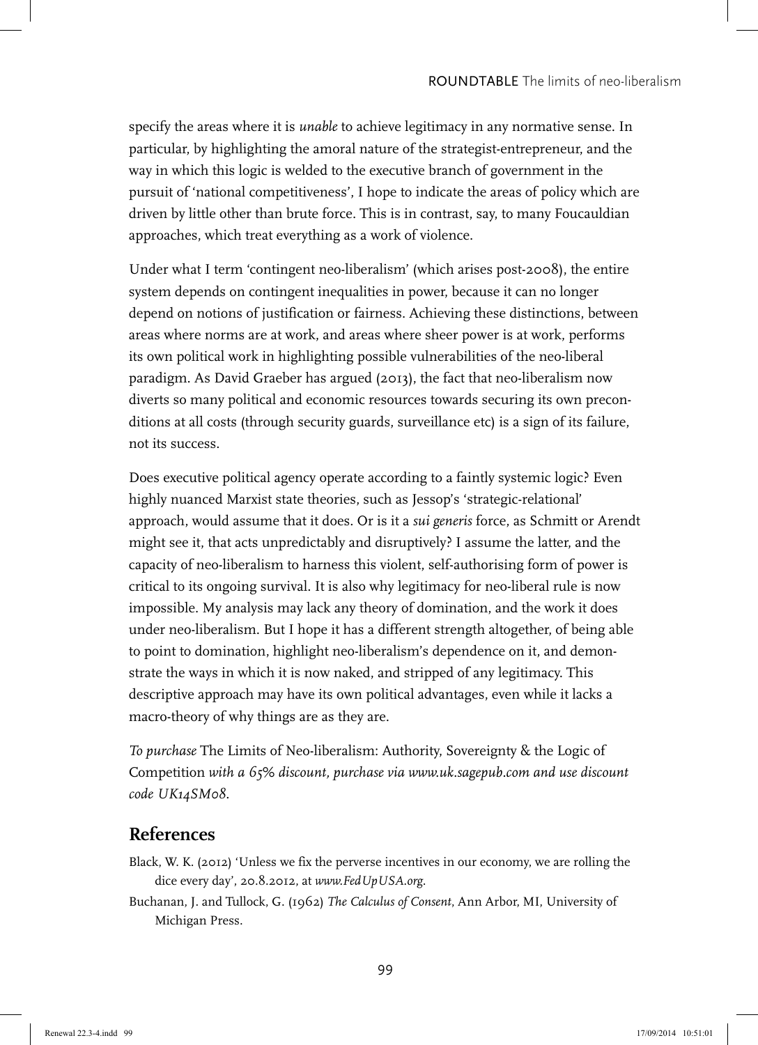specify the areas where it is *unable* to achieve legitimacy in any normative sense. In particular, by highlighting the amoral nature of the strategist-entrepreneur, and the way in which this logic is welded to the executive branch of government in the pursuit of 'national competitiveness', I hope to indicate the areas of policy which are driven by little other than brute force. This is in contrast, say, to many Foucauldian approaches, which treat everything as a work of violence.

Under what I term 'contingent neo-liberalism' (which arises post-2008), the entire system depends on contingent inequalities in power, because it can no longer depend on notions of justification or fairness. Achieving these distinctions, between areas where norms are at work, and areas where sheer power is at work, performs its own political work in highlighting possible vulnerabilities of the neo-liberal paradigm. As David Graeber has argued (2013), the fact that neo-liberalism now diverts so many political and economic resources towards securing its own preconditions at all costs (through security guards, surveillance etc) is a sign of its failure, not its success.

Does executive political agency operate according to a faintly systemic logic? Even highly nuanced Marxist state theories, such as Jessop's 'strategic-relational' approach, would assume that it does. Or is it a *sui generis* force, as Schmitt or Arendt might see it, that acts unpredictably and disruptively? I assume the latter, and the capacity of neo-liberalism to harness this violent, self-authorising form of power is critical to its ongoing survival. It is also why legitimacy for neo-liberal rule is now impossible. My analysis may lack any theory of domination, and the work it does under neo-liberalism. But I hope it has a different strength altogether, of being able to point to domination, highlight neo-liberalism's dependence on it, and demonstrate the ways in which it is now naked, and stripped of any legitimacy. This descriptive approach may have its own political advantages, even while it lacks a macro-theory of why things are as they are.

*To purchase* The Limits of Neo-liberalism: Authority, Sovereignty & the Logic of Competition *with a 65% discount, purchase via www.uk.sagepub.com and use discount code UK14SM08.*

## References

Black, W. K. (2012) 'Unless we fix the perverse incentives in our economy, we are rolling the dice every day', 20.8.2012, at *www.FedUpUSA.org*.

Buchanan, J. and Tullock, G. (1962) *The Calculus of Consent*, Ann Arbor, MI, University of Michigan Press.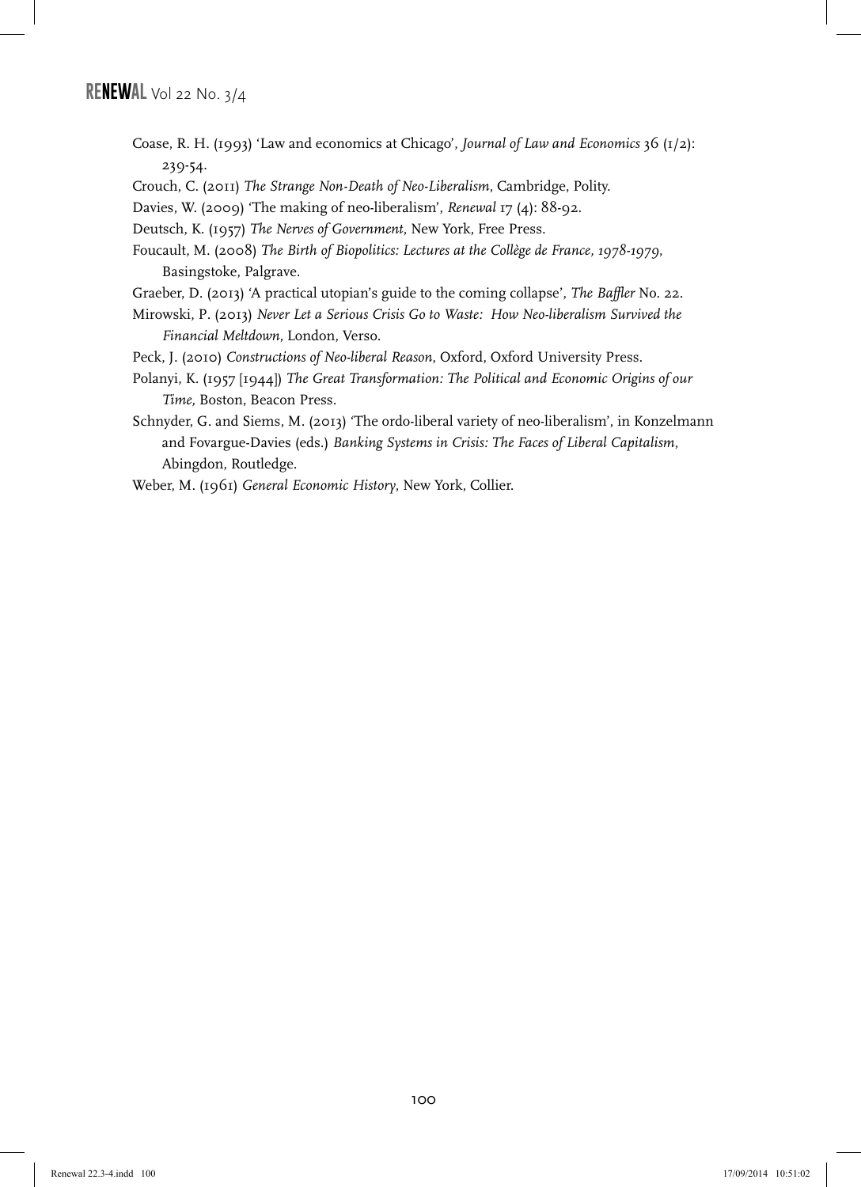Coase, R. H. (1993) 'Law and economics at Chicago', *Journal of Law and Economics* 36 (1/2): 239-54.

Crouch, C. (2011) *The Strange Non-Death of Neo-Liberalism*, Cambridge, Polity.

Davies, W. (2009) 'The making of neo-liberalism', *Renewal* 17 (4): 88-92.

Deutsch, K. (1957) *The Nerves of Government*, New York, Free Press.

Foucault, M. (2008) *The Birth of Biopolitics: Lectures at the Collège de France, 1978-1979*, Basingstoke, Palgrave.

Graeber, D. (2013) 'A practical utopian's guide to the coming collapse', *The Baffler* No. 22.

Mirowski, P. (2013) *Never Let a Serious Crisis Go to Waste: How Neo-liberalism Survived the Financial Meltdown*, London, Verso.

Peck, J. (2010) *Constructions of Neo-liberal Reason*, Oxford, Oxford University Press.

Polanyi, K. (1957 [1944]) *The Great Transformation: The Political and Economic Origins of our Time,* Boston, Beacon Press.

Schnyder, G. and Siems, M. (2013) 'The ordo-liberal variety of neo-liberalism', in Konzelmann and Fovargue-Davies (eds.) *Banking Systems in Crisis: The Faces of Liberal Capitalism*, Abingdon, Routledge.

Weber, M. (1961) *General Economic History*, New York, Collier.